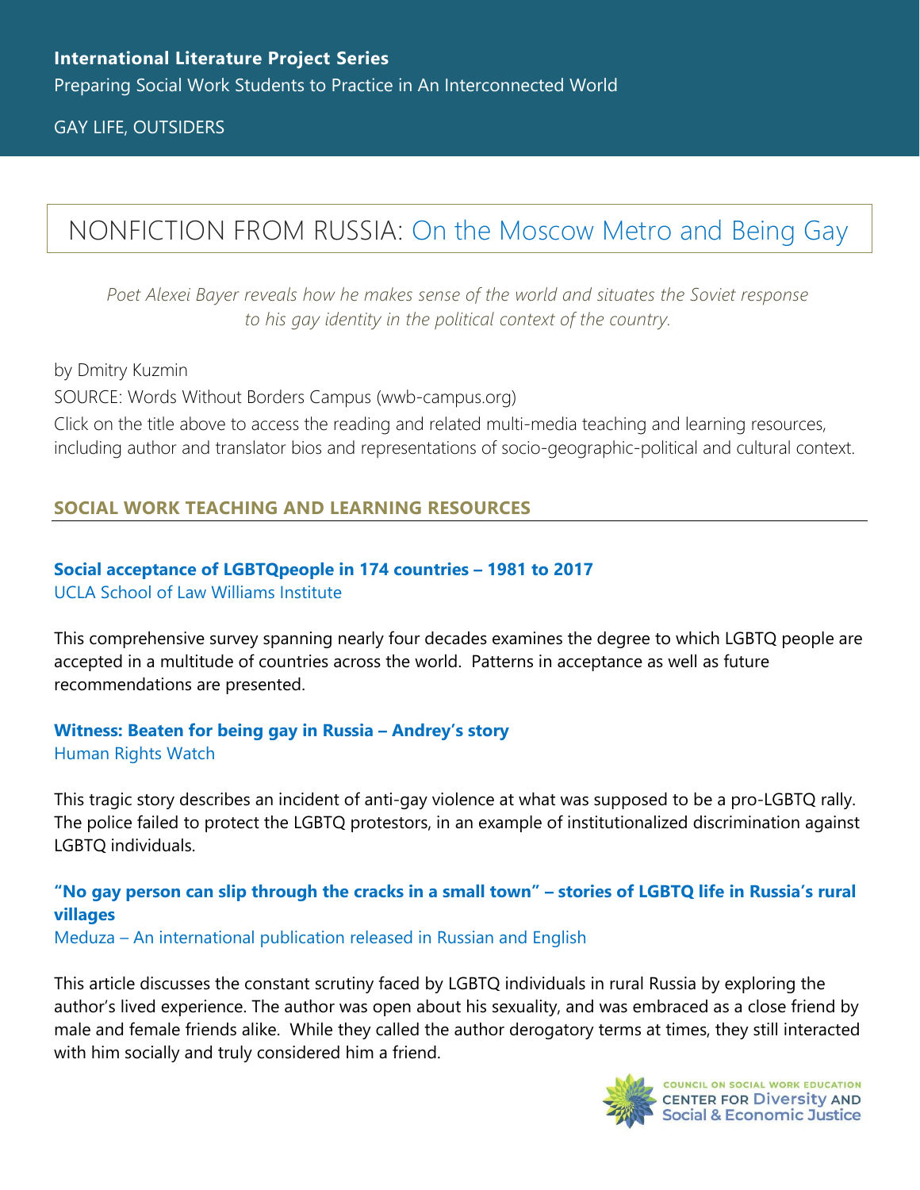**International Literature Project Series**

Preparing Social Work Students to Practice in An Interconnected World

GAY LIFE, OUTSIDERS

# NONFICTION FROM RUSSIA: On the Moscow Metro and Being Gay

*Poet Alexei Bayer reveals how he makes sense of the world and situates the Soviet response to his gay identity in the political context of the country.*

by Dmitry Kuzmin

SOURCE: Words Without Borders Campus (wwb-campus.org)

Click on the title above to access the reading and related multi-media teaching and learning resources, including author and translator bios and representations of socio-geographic-political and cultural context.

## SOCIAL WORK TEACHING AND LEARNING RESOURCES

**Social acceptance of LGBTQpeople in 174 countries – 1981 to 2017**
UCLA School of Law Williams Institute

This comprehensive survey spanning nearly four decades examines the degree to which LGBTQ people are accepted in a multitude of countries across the world. Patterns in acceptance as well as future recommendations are presented.

**Witness: Beaten for being gay in Russia – Andrey's story**
Human Rights Watch

This tragic story describes an incident of anti-gay violence at what was supposed to be a pro-LGBTQ rally. The police failed to protect the LGBTQ protestors, in an example of institutionalized discrimination against LGBTQ individuals.

**"No gay person can slip through the cracks in a small town" – stories of LGBTQ life in Russia's rural villages**
Meduza – An international publication released in Russian and English

This article discusses the constant scrutiny faced by LGBTQ individuals in rural Russia by exploring the author's lived experience. The author was open about his sexuality, and was embraced as a close friend by male and female friends alike. While they called the author derogatory terms at times, they still interacted with him socially and truly considered him a friend.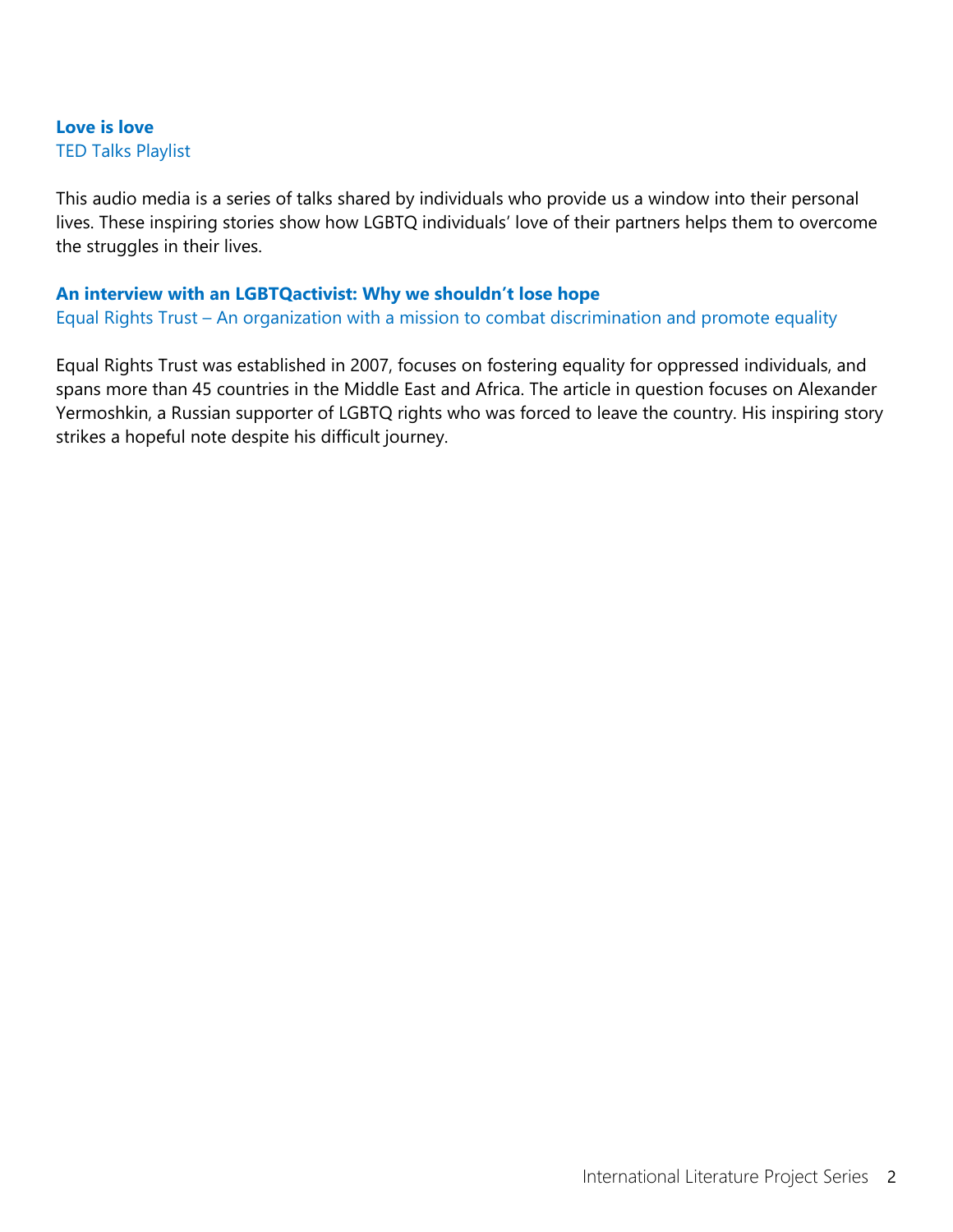**Love is love**
TED Talks Playlist

This audio media is a series of talks shared by individuals who provide us a window into their personal lives. These inspiring stories show how LGBTQ individuals' love of their partners helps them to overcome the struggles in their lives.

**An interview with an LGBTQactivist: Why we shouldn't lose hope**
Equal Rights Trust – An organization with a mission to combat discrimination and promote equality

Equal Rights Trust was established in 2007, focuses on fostering equality for oppressed individuals, and spans more than 45 countries in the Middle East and Africa. The article in question focuses on Alexander Yermoshkin, a Russian supporter of LGBTQ rights who was forced to leave the country. His inspiring story strikes a hopeful note despite his difficult journey.